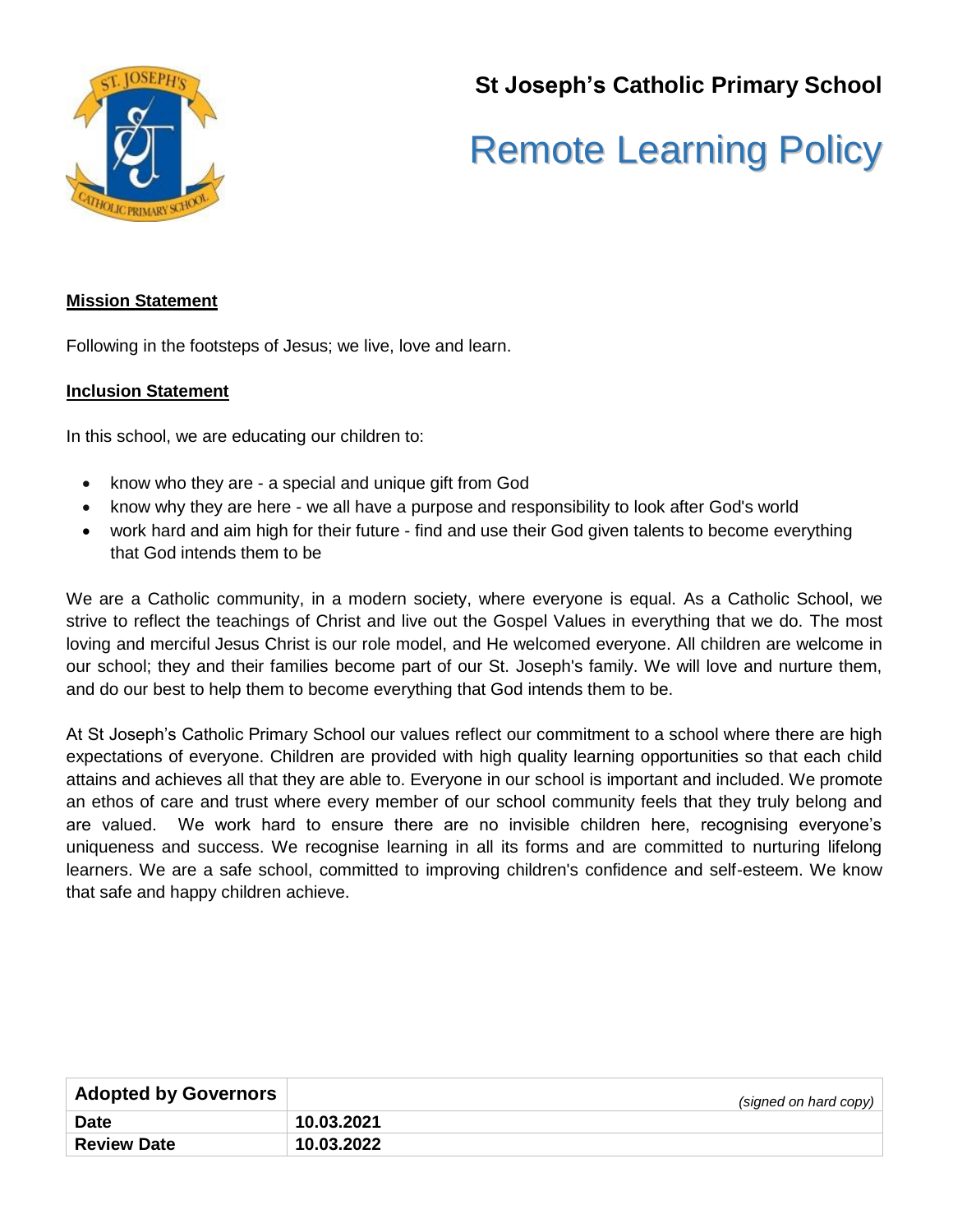**St Joseph's Catholic Primary School**

# Remote Learning Policy

**Mission Statement**

Following in the footsteps of Jesus; we live, love and learn.

**Inclusion Statement**

In this school, we are educating our children to:

- know who they are - a special and unique gift from God
- know why they are here - we all have a purpose and responsibility to look after God's world
- work hard and aim high for their future - find and use their God given talents to become everything that God intends them to be

We are a Catholic community, in a modern society, where everyone is equal. As a Catholic School, we strive to reflect the teachings of Christ and live out the Gospel Values in everything that we do. The most loving and merciful Jesus Christ is our role model, and He welcomed everyone. All children are welcome in our school; they and their families become part of our St. Joseph's family. We will love and nurture them, and do our best to help them to become everything that God intends them to be.

At St Joseph's Catholic Primary School our values reflect our commitment to a school where there are high expectations of everyone. Children are provided with high quality learning opportunities so that each child attains and achieves all that they are able to. Everyone in our school is important and included. We promote an ethos of care and trust where every member of our school community feels that they truly belong and are valued. We work hard to ensure there are no invisible children here, recognising everyone's uniqueness and success. We recognise learning in all its forms and are committed to nurturing lifelong learners. We are a safe school, committed to improving children's confidence and self-esteem. We know that safe and happy children achieve.

| **Adopted by Governors** | *(signed on hard copy)* |
|---|---|
| **Date** | **10.03.2021** |
| **Review Date** | **10.03.2022** |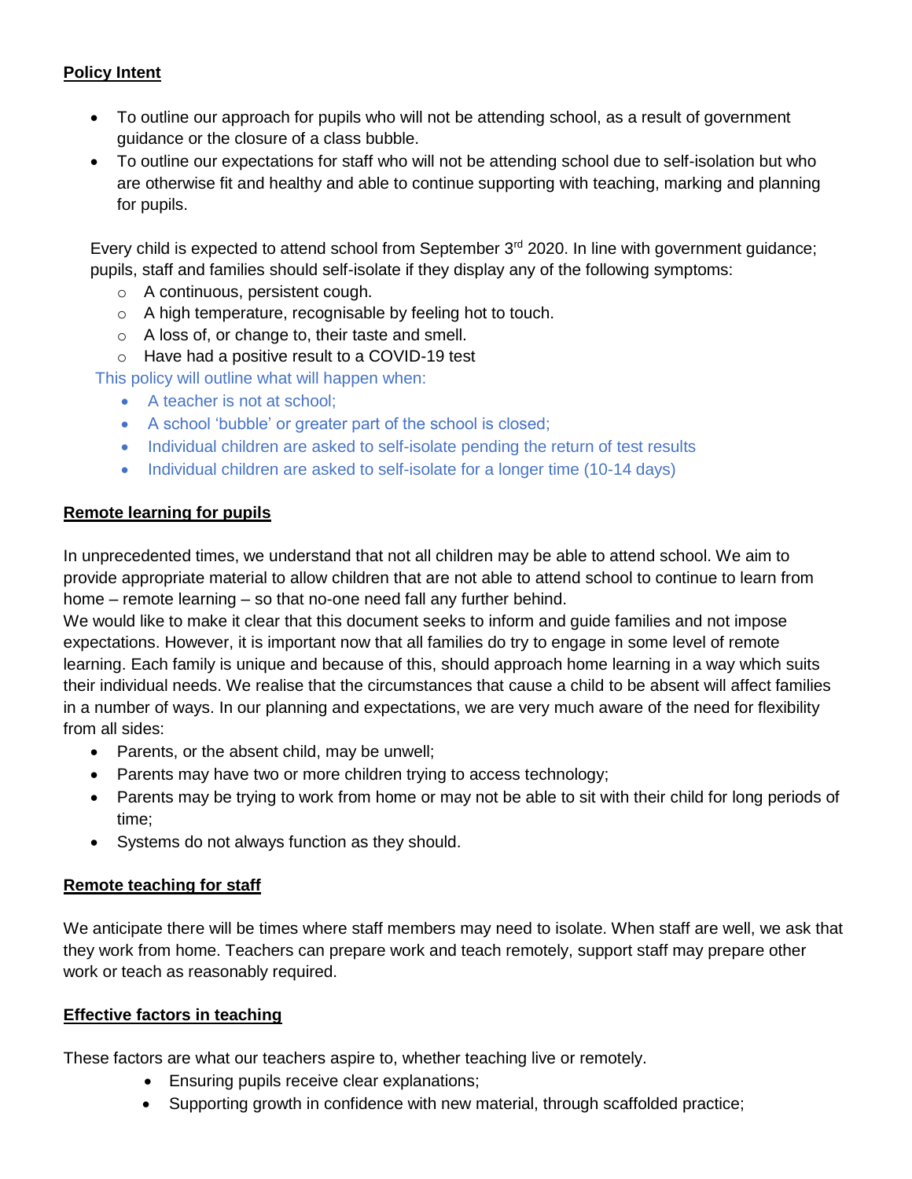## Policy Intent

- To outline our approach for pupils who will not be attending school, as a result of government guidance or the closure of a class bubble.
- To outline our expectations for staff who will not be attending school due to self-isolation but who are otherwise fit and healthy and able to continue supporting with teaching, marking and planning for pupils.

Every child is expected to attend school from September 3rd 2020. In line with government guidance; pupils, staff and families should self-isolate if they display any of the following symptoms:

- A continuous, persistent cough.
- A high temperature, recognisable by feeling hot to touch.
- A loss of, or change to, their taste and smell.
- Have had a positive result to a COVID-19 test

This policy will outline what will happen when:

- A teacher is not at school;
- A school 'bubble' or greater part of the school is closed;
- Individual children are asked to self-isolate pending the return of test results
- Individual children are asked to self-isolate for a longer time (10-14 days)

## Remote learning for pupils

In unprecedented times, we understand that not all children may be able to attend school. We aim to provide appropriate material to allow children that are not able to attend school to continue to learn from home – remote learning – so that no-one need fall any further behind.

We would like to make it clear that this document seeks to inform and guide families and not impose expectations. However, it is important now that all families do try to engage in some level of remote learning. Each family is unique and because of this, should approach home learning in a way which suits their individual needs. We realise that the circumstances that cause a child to be absent will affect families in a number of ways. In our planning and expectations, we are very much aware of the need for flexibility from all sides:

- Parents, or the absent child, may be unwell;
- Parents may have two or more children trying to access technology;
- Parents may be trying to work from home or may not be able to sit with their child for long periods of time;
- Systems do not always function as they should.

## Remote teaching for staff

We anticipate there will be times where staff members may need to isolate. When staff are well, we ask that they work from home. Teachers can prepare work and teach remotely, support staff may prepare other work or teach as reasonably required.

## Effective factors in teaching

These factors are what our teachers aspire to, whether teaching live or remotely.

- Ensuring pupils receive clear explanations;
- Supporting growth in confidence with new material, through scaffolded practice;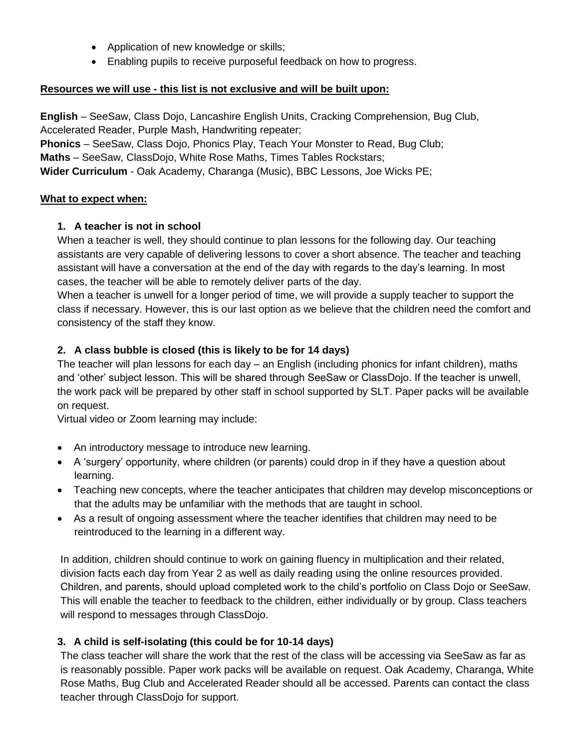- Application of new knowledge or skills;
- Enabling pupils to receive purposeful feedback on how to progress.

**Resources we will use - this list is not exclusive and will be built upon:**

**English** – SeeSaw, Class Dojo, Lancashire English Units, Cracking Comprehension, Bug Club, Accelerated Reader, Purple Mash, Handwriting repeater;
**Phonics** – SeeSaw, Class Dojo, Phonics Play, Teach Your Monster to Read, Bug Club;
**Maths** – SeeSaw, ClassDojo, White Rose Maths, Times Tables Rockstars;
**Wider Curriculum** - Oak Academy, Charanga (Music), BBC Lessons, Joe Wicks PE;

**What to expect when:**

1. **A teacher is not in school**

When a teacher is well, they should continue to plan lessons for the following day. Our teaching assistants are very capable of delivering lessons to cover a short absence. The teacher and teaching assistant will have a conversation at the end of the day with regards to the day's learning. In most cases, the teacher will be able to remotely deliver parts of the day.
When a teacher is unwell for a longer period of time, we will provide a supply teacher to support the class if necessary. However, this is our last option as we believe that the children need the comfort and consistency of the staff they know.

2. **A class bubble is closed (this is likely to be for 14 days)**

The teacher will plan lessons for each day – an English (including phonics for infant children), maths and 'other' subject lesson. This will be shared through SeeSaw or ClassDojo. If the teacher is unwell, the work pack will be prepared by other staff in school supported by SLT. Paper packs will be available on request.
Virtual video or Zoom learning may include:

- An introductory message to introduce new learning.
- A 'surgery' opportunity, where children (or parents) could drop in if they have a question about learning.
- Teaching new concepts, where the teacher anticipates that children may develop misconceptions or that the adults may be unfamiliar with the methods that are taught in school.
- As a result of ongoing assessment where the teacher identifies that children may need to be reintroduced to the learning in a different way.

In addition, children should continue to work on gaining fluency in multiplication and their related, division facts each day from Year 2 as well as daily reading using the online resources provided. Children, and parents, should upload completed work to the child's portfolio on Class Dojo or SeeSaw. This will enable the teacher to feedback to the children, either individually or by group. Class teachers will respond to messages through ClassDojo.

3. **A child is self-isolating (this could be for 10-14 days)**

The class teacher will share the work that the rest of the class will be accessing via SeeSaw as far as is reasonably possible. Paper work packs will be available on request. Oak Academy, Charanga, White Rose Maths, Bug Club and Accelerated Reader should all be accessed. Parents can contact the class teacher through ClassDojo for support.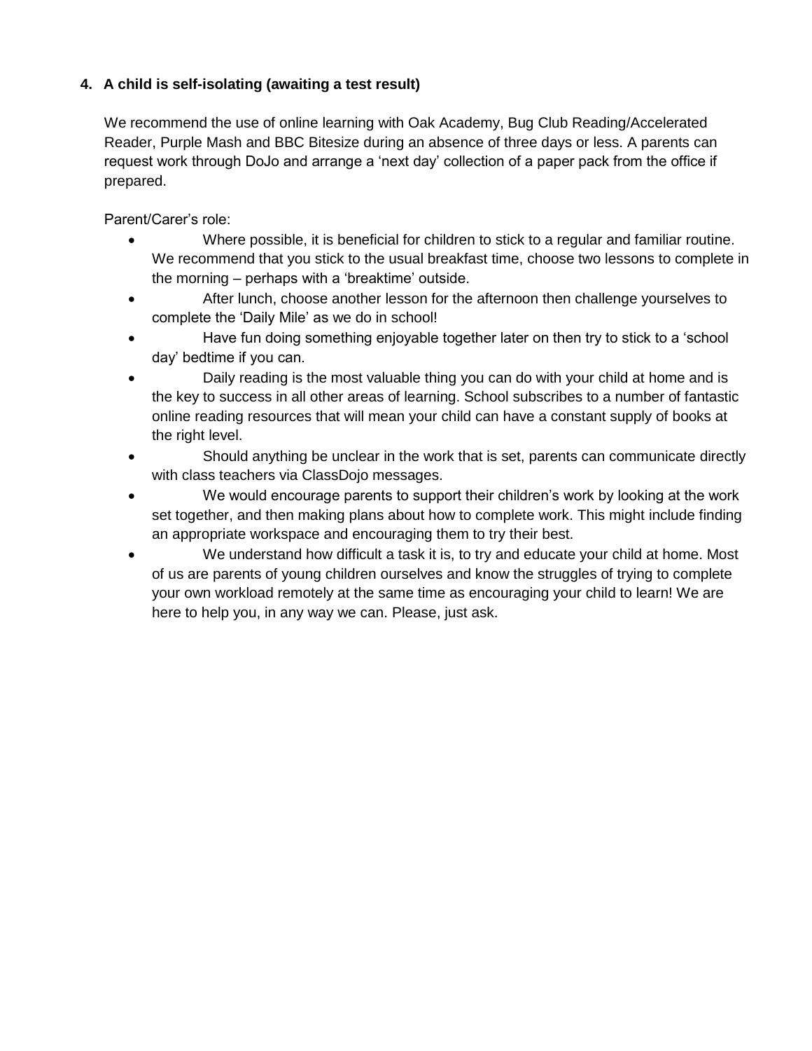### 4. A child is self-isolating (awaiting a test result)

We recommend the use of online learning with Oak Academy, Bug Club Reading/Accelerated Reader, Purple Mash and BBC Bitesize during an absence of three days or less. A parents can request work through DoJo and arrange a 'next day' collection of a paper pack from the office if prepared.

Parent/Carer's role:

- Where possible, it is beneficial for children to stick to a regular and familiar routine. We recommend that you stick to the usual breakfast time, choose two lessons to complete in the morning – perhaps with a 'breaktime' outside.
- After lunch, choose another lesson for the afternoon then challenge yourselves to complete the 'Daily Mile' as we do in school!
- Have fun doing something enjoyable together later on then try to stick to a 'school day' bedtime if you can.
- Daily reading is the most valuable thing you can do with your child at home and is the key to success in all other areas of learning. School subscribes to a number of fantastic online reading resources that will mean your child can have a constant supply of books at the right level.
- Should anything be unclear in the work that is set, parents can communicate directly with class teachers via ClassDojo messages.
- We would encourage parents to support their children's work by looking at the work set together, and then making plans about how to complete work. This might include finding an appropriate workspace and encouraging them to try their best.
- We understand how difficult a task it is, to try and educate your child at home. Most of us are parents of young children ourselves and know the struggles of trying to complete your own workload remotely at the same time as encouraging your child to learn! We are here to help you, in any way we can. Please, just ask.